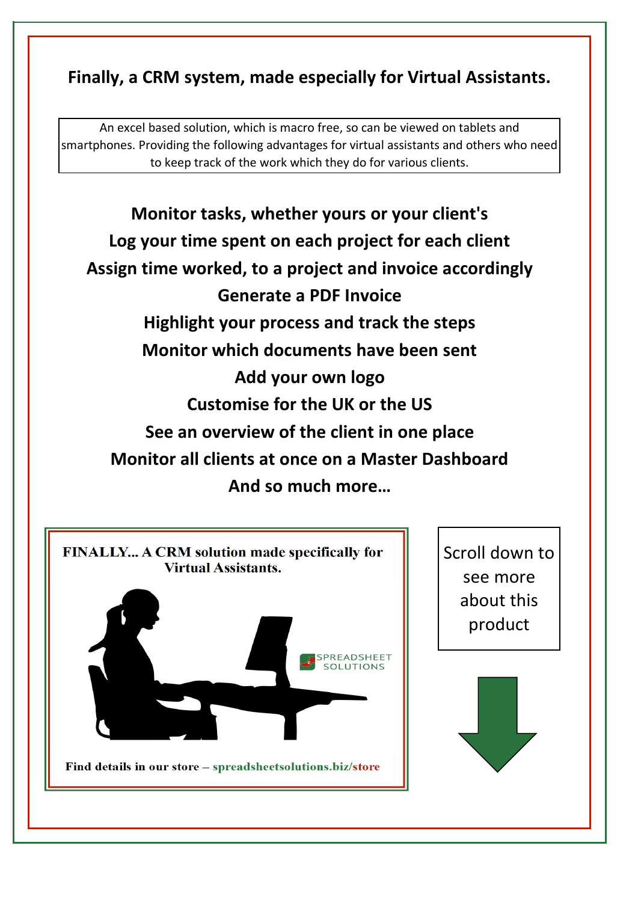**Finally, a CRM system, made especially for Virtual Assistants.**

An excel based solution, which is macro free, so can be viewed on tablets and smartphones. Providing the following advantages for virtual assistants and others who need to keep track of the work which they do for various clients.

**Monitor tasks, whether yours or your client's**

**Log your time spent on each project for each client**

**Assign time worked, to a project and invoice accordingly**

**Generate a PDF Invoice**

**Highlight your process and track the steps**

**Monitor which documents have been sent**

**Add your own logo**

**Customise for the UK or the US**

**See an overview of the client in one place**

**Monitor all clients at once on a Master Dashboard**

**And so much more…**

**FINALLY... A CRM solution made specifically for Virtual Assistants.**

SPREADSHEET SOLUTIONS

**Find details in our store – spreadsheetsolutions.biz/store**

Scroll down to see more about this product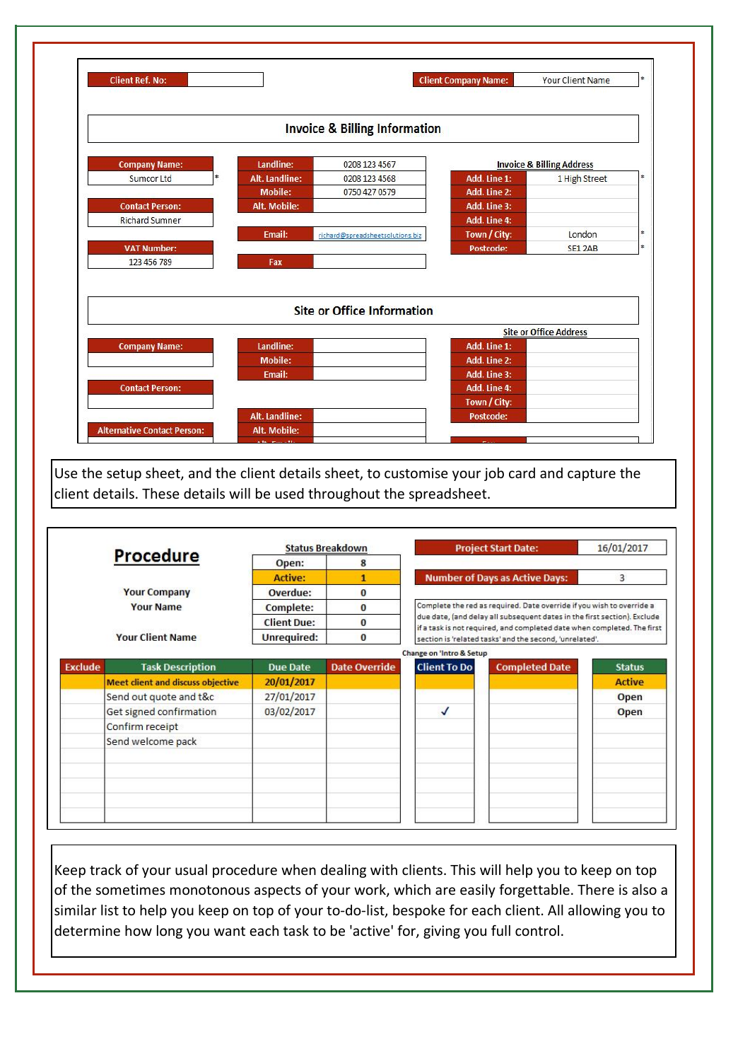| Client Ref. No: | | Client Company Name: | Your Client Name * |
|---|---|---|---|

## Invoice & Billing Information

| | | | | |
|---|---|---|---|---|
| Company Name: | Landline: | 0208 123 4567 | **Invoice & Billing Address** | |
| Sumcor Ltd * | Alt. Landline: | 0208 123 4568 | Add. Line 1: | 1 High Street * |
| | Mobile: | 0750 427 0579 | Add. Line 2: | |
| Contact Person: | Alt. Mobile: | | Add. Line 3: | |
| Richard Sumner | | | Add. Line 4: | |
| | Email: | richard@spreadsheetsolutions.biz | Town / City: | London * |
| VAT Number: | | | Postcode: | SE1 2AB * |
| 123 456 789 | Fax | | | |

## Site or Office Information

| | | | | |
|---|---|---|---|---|
| Company Name: | Landline: | | **Site or Office Address** | |
| | Mobile: | | Add. Line 1: | |
| | Email: | | Add. Line 2: | |
| Contact Person: | | | Add. Line 3: | |
| | | | Add. Line 4: | |
| | | | Town / City: | |
| | Alt. Landline: | | Postcode: | |
| Alternative Contact Person: | Alt. Mobile: | | | |

Use the setup sheet, and the client details sheet, to customise your job card and capture the client details. These details will be used throughout the spreadsheet.

## Procedure

Your Company
Your Name

Your Client Name

**Status Breakdown**

| | |
|---|---|
| Open: | 8 |
| Active: | 1 |
| Overdue: | 0 |
| Complete: | 0 |
| Client Due: | 0 |
| Unrequired: | 0 |

| | |
|---|---|
| Project Start Date: | 16/01/2017 |
| Number of Days as Active Days: | 3 |

Complete the red as required. Date override if you wish to override a due date, (and delay all subsequent dates in the first section). Exclude if a task is not required, and completed date when completed. The first section is 'related tasks' and the second, 'unrelated'.

Change on 'Intro & Setup

| Exclude | Task Description | Due Date | Date Override | Client To Do | Completed Date | Status |
|---|---|---|---|---|---|---|
| | Meet client and discuss objective | 20/01/2017 | | | | Active |
| | Send out quote and t&c | 27/01/2017 | | | | Open |
| | Get signed confirmation | 03/02/2017 | | ✓ | | Open |
| | Confirm receipt | | | | | |
| | Send welcome pack | | | | | |

Keep track of your usual procedure when dealing with clients. This will help you to keep on top of the sometimes monotonous aspects of your work, which are easily forgettable. There is also a similar list to help you keep on top of your to-do-list, bespoke for each client. All allowing you to determine how long you want each task to be 'active' for, giving you full control.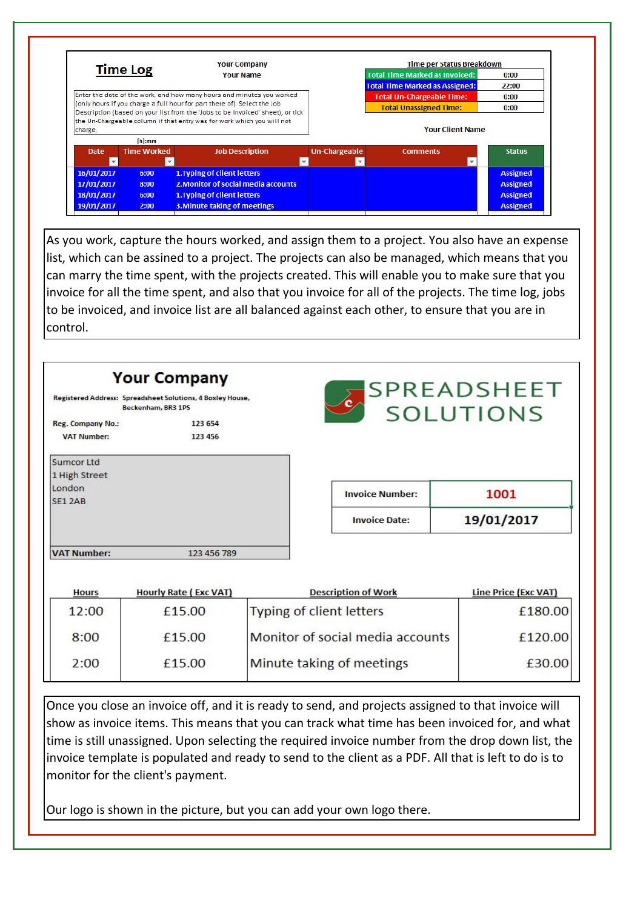## Time Log

Your Company
Your Name

Enter the date of the work, and how many hours and minutes you worked (only hours if you charge a full hour for part there of). Select the Job Description (based on your list from the 'Jobs to be Invoiced' sheet), or tick the Un-Chargeable column if that entry was for work which you will not charge.

**Time per Status Breakdown**

| | |
|---|---|
| Total Time Marked as Invoiced: | 0:00 |
| Total Time Marked as Assigned: | 22:00 |
| Total Un-Chargeable Time: | 0:00 |
| Total Unassigned Time: | 0:00 |

Your Client Name

[h]:mm

| Date | Time Worked | Job Description | Un-Chargeable | Comments | Status |
|---|---|---|---|---|---|
| 16/01/2017 | 6:00 | 1.Typing of client letters | | | Assigned |
| 17/01/2017 | 8:00 | 2.Monitor of social media accounts | | | Assigned |
| 18/01/2017 | 6:00 | 1.Typing of client letters | | | Assigned |
| 19/01/2017 | 2:00 | 3.Minute taking of meetings | | | Assigned |

As you work, capture the hours worked, and assign them to a project. You also have an expense list, which can be assined to a project. The projects can also be managed, which means that you can marry the time spent, with the projects created. This will enable you to make sure that you invoice for all the time spent, and also that you invoice for all of the projects. The time log, jobs to be invoiced, and invoice list are all balanced against each other, to ensure that you are in control.

## Your Company

Registered Address: Spreadsheet Solutions, 4 Boxley House, Beckenham, BR3 1PS

Reg. Company No.: 123 654

VAT Number: 123 456

SPREADSHEET SOLUTIONS

Sumcor Ltd
1 High Street
London
SE1 2AB

VAT Number: 123 456 789

| | |
|---|---|
| Invoice Number: | 1001 |
| Invoice Date: | 19/01/2017 |

| Hours | Hourly Rate ( Exc VAT) | Description of Work | Line Price (Exc VAT) |
|---|---|---|---|
| 12:00 | £15.00 | Typing of client letters | £180.00 |
| 8:00 | £15.00 | Monitor of social media accounts | £120.00 |
| 2:00 | £15.00 | Minute taking of meetings | £30.00 |

Once you close an invoice off, and it is ready to send, and projects assigned to that invoice will show as invoice items. This means that you can track what time has been invoiced for, and what time is still unassigned. Upon selecting the required invoice number from the drop down list, the invoice template is populated and ready to send to the client as a PDF. All that is left to do is to monitor for the client's payment.

Our logo is shown in the picture, but you can add your own logo there.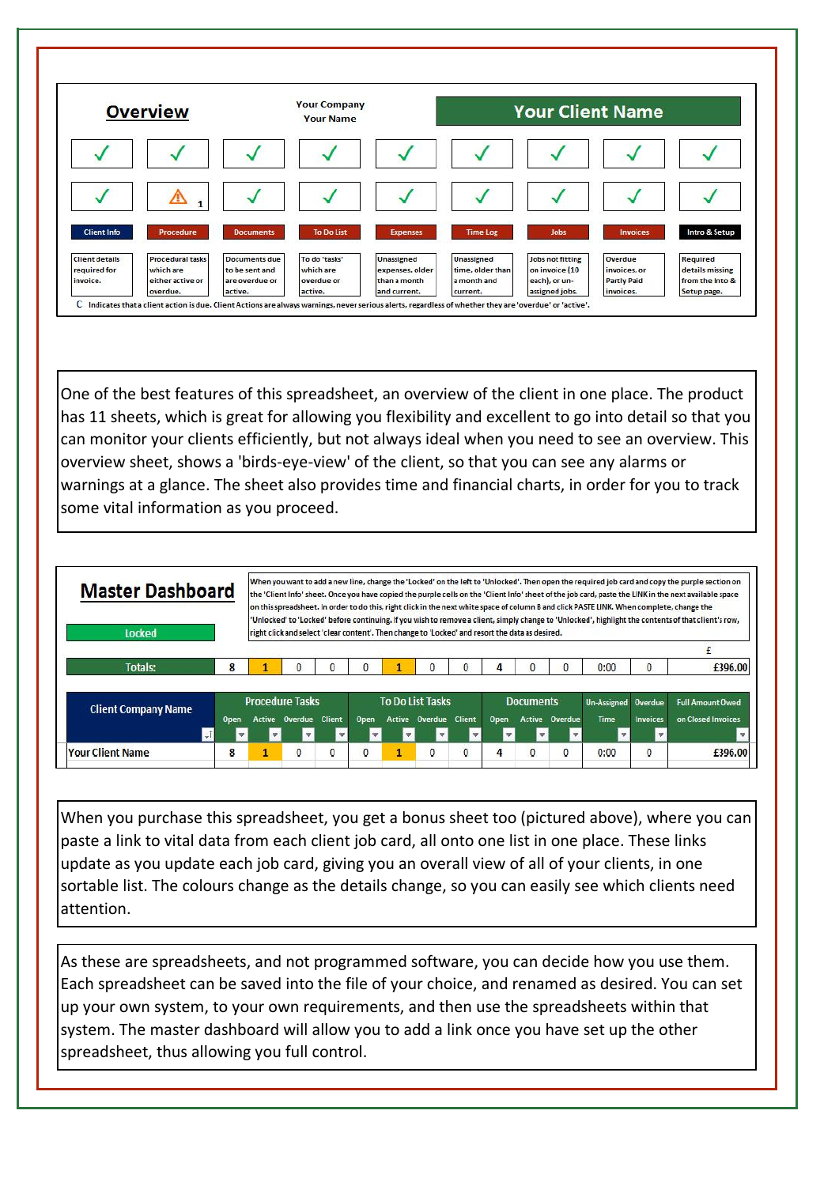## Overview

Your Company
Your Name

**Your Client Name**

| ✓ | ✓ | ✓ | ✓ | ✓ | ✓ | ✓ | ✓ | ✓ |
|---|---|---|---|---|---|---|---|---|
| ✓ | ⚠ 1 | ✓ | ✓ | ✓ | ✓ | ✓ | ✓ | ✓ |
| Client Info | Procedure | Documents | To Do List | Expenses | Time Log | Jobs | Invoices | Intro & Setup |
| Client details required for invoice. | Procedural tasks which are either active or overdue. | Documents due to be sent and are overdue or active. | To do 'tasks' which are overdue or active. | Unassigned expenses, older than a month and current. | Unassigned time, older than a month and current. | Jobs not fitting on invoice (10 each), or un-assigned jobs. | Overdue invoices, or Partly Paid invoices. | Required details missing from the Intro & Setup page. |

C Indicates that a client action is due. Client Actions are always warnings, never serious alerts, regardless of whether they are 'overdue' or 'active'.

One of the best features of this spreadsheet, an overview of the client in one place. The product has 11 sheets, which is great for allowing you flexibility and excellent to go into detail so that you can monitor your clients efficiently, but not always ideal when you need to see an overview. This overview sheet, shows a 'birds-eye-view' of the client, so that you can see any alarms or warnings at a glance. The sheet also provides time and financial charts, in order for you to track some vital information as you proceed.

## Master Dashboard

Locked

When you want to add a new line, change the 'Locked' on the left to 'Unlocked'. Then open the required job card and copy the purple section on the 'Client Info' sheet. Once you have copied the purple cells on the 'Client Info' sheet of the job card, paste the LINK in the next available space on this spreadsheet. In order to do this, right click in the next white space of column B and click PASTE LINK. When complete, change the 'Unlocked' to 'Locked' before continuing. If you wish to remove a client, simply change to 'Unlocked', highlight the contents of that client's row, right click and select 'clear content'. Then change to 'Locked' and resort the data as desired.

| Client Company Name | Procedure Tasks | | | | To Do List Tasks | | | | Documents | | | Un-Assigned | Overdue | Full Amount Owed |
|---|---|---|---|---|---|---|---|---|---|---|---|---|---|---|
| | Open | Active | Overdue | Client | Open | Active | Overdue | Client | Open | Active | Overdue | Time | Invoices | on Closed Invoices (£) |
| Totals: | 8 | 1 | 0 | 0 | 0 | 1 | 0 | 0 | 4 | 0 | 0 | 0:00 | 0 | £396.00 |
| Your Client Name | 8 | 1 | 0 | 0 | 0 | 1 | 0 | 0 | 4 | 0 | 0 | 0:00 | 0 | £396.00 |

When you purchase this spreadsheet, you get a bonus sheet too (pictured above), where you can paste a link to vital data from each client job card, all onto one list in one place. These links update as you update each job card, giving you an overall view of all of your clients, in one sortable list. The colours change as the details change, so you can easily see which clients need attention.

As these are spreadsheets, and not programmed software, you can decide how you use them. Each spreadsheet can be saved into the file of your choice, and renamed as desired. You can set up your own system, to your own requirements, and then use the spreadsheets within that system. The master dashboard will allow you to add a link once you have set up the other spreadsheet, thus allowing you full control.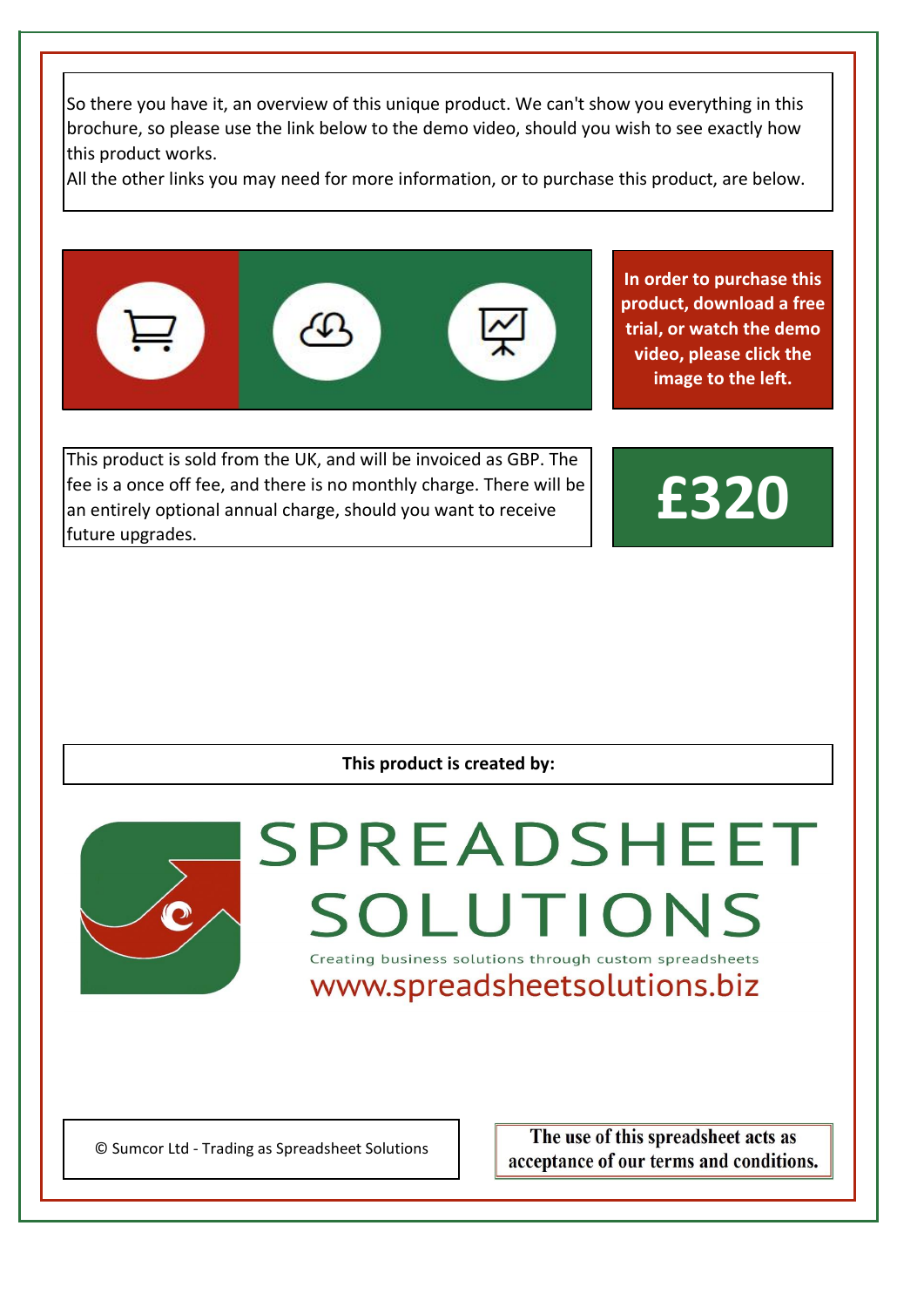So there you have it, an overview of this unique product. We can't show you everything in this brochure, so please use the link below to the demo video, should you wish to see exactly how this product works.
All the other links you may need for more information, or to purchase this product, are below.

**In order to purchase this product, download a free trial, or watch the demo video, please click the image to the left.**

This product is sold from the UK, and will be invoiced as GBP. The fee is a once off fee, and there is no monthly charge. There will be an entirely optional annual charge, should you want to receive future upgrades.

# £320

**This product is created by:**

SPREADSHEET SOLUTIONS

Creating business solutions through custom spreadsheets

www.spreadsheetsolutions.biz

© Sumcor Ltd - Trading as Spreadsheet Solutions

**The use of this spreadsheet acts as acceptance of our terms and conditions.**